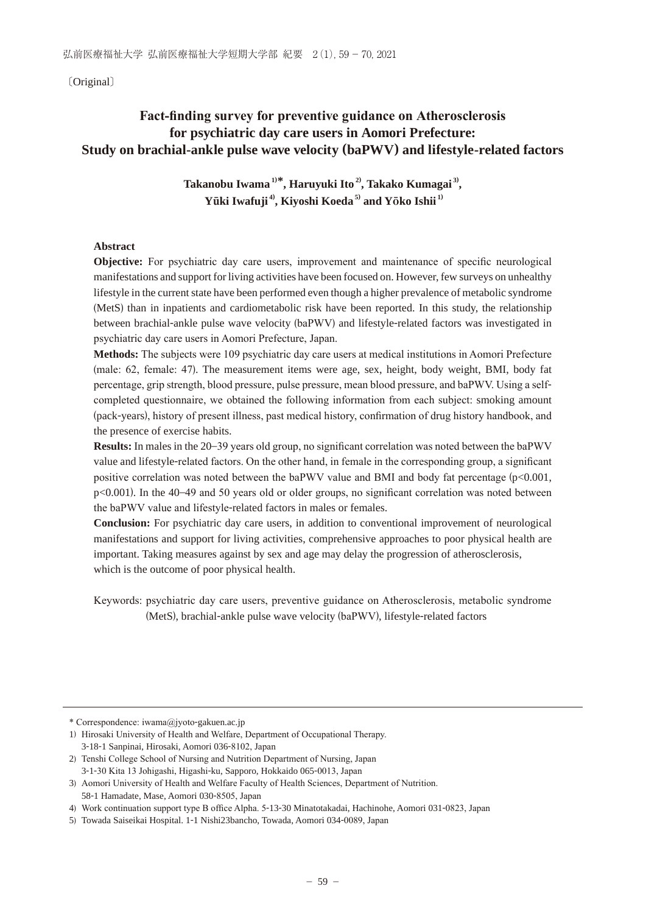〔Original〕

# Fact-finding survey for preventive guidance on Atherosclerosis for psychiatric day care users in Aomori Prefecture: Study on brachial-ankle pulse wave velocity (baPWV) and lifestyle-related factors

**Takanobu Iwama[1)*], Haruyuki Ito[2)], Takako Kumagai[3)], Yūki Iwafuji[4)], Kiyoshi Koeda[5)] and Yōko Ishii[1)]**

## Abstract

**Objective:** For psychiatric day care users, improvement and maintenance of specific neurological manifestations and support for living activities have been focused on. However, few surveys on unhealthy lifestyle in the current state have been performed even though a higher prevalence of metabolic syndrome (MetS) than in inpatients and cardiometabolic risk have been reported. In this study, the relationship between brachial-ankle pulse wave velocity (baPWV) and lifestyle-related factors was investigated in psychiatric day care users in Aomori Prefecture, Japan.

**Methods:** The subjects were 109 psychiatric day care users at medical institutions in Aomori Prefecture (male: 62, female: 47). The measurement items were age, sex, height, body weight, BMI, body fat percentage, grip strength, blood pressure, pulse pressure, mean blood pressure, and baPWV. Using a self-completed questionnaire, we obtained the following information from each subject: smoking amount (pack-years), history of present illness, past medical history, confirmation of drug history handbook, and the presence of exercise habits.

**Results:** In males in the 20–39 years old group, no significant correlation was noted between the baPWV value and lifestyle-related factors. On the other hand, in female in the corresponding group, a significant positive correlation was noted between the baPWV value and BMI and body fat percentage ($p<0.001$, $p<0.001$). In the 40–49 and 50 years old or older groups, no significant correlation was noted between the baPWV value and lifestyle-related factors in males or females.

**Conclusion:** For psychiatric day care users, in addition to conventional improvement of neurological manifestations and support for living activities, comprehensive approaches to poor physical health are important. Taking measures against by sex and age may delay the progression of atherosclerosis, which is the outcome of poor physical health.

Keywords: psychiatric day care users, preventive guidance on Atherosclerosis, metabolic syndrome (MetS), brachial-ankle pulse wave velocity (baPWV), lifestyle-related factors

---

* Correspondence: iwama@jyoto-gakuen.ac.jp

1) Hirosaki University of Health and Welfare, Department of Occupational Therapy. 3-18-1 Sanpinai, Hirosaki, Aomori 036-8102, Japan

2) Tenshi College School of Nursing and Nutrition Department of Nursing, Japan 3-1-30 Kita 13 Johigashi, Higashi-ku, Sapporo, Hokkaido 065-0013, Japan

3) Aomori University of Health and Welfare Faculty of Health Sciences, Department of Nutrition. 58-1 Hamadate, Mase, Aomori 030-8505, Japan

4) Work continuation support type B office Alpha. 5-13-30 Minatotakadai, Hachinohe, Aomori 031-0823, Japan

5) Towada Saiseikai Hospital. 1-1 Nishi23bancho, Towada, Aomori 034-0089, Japan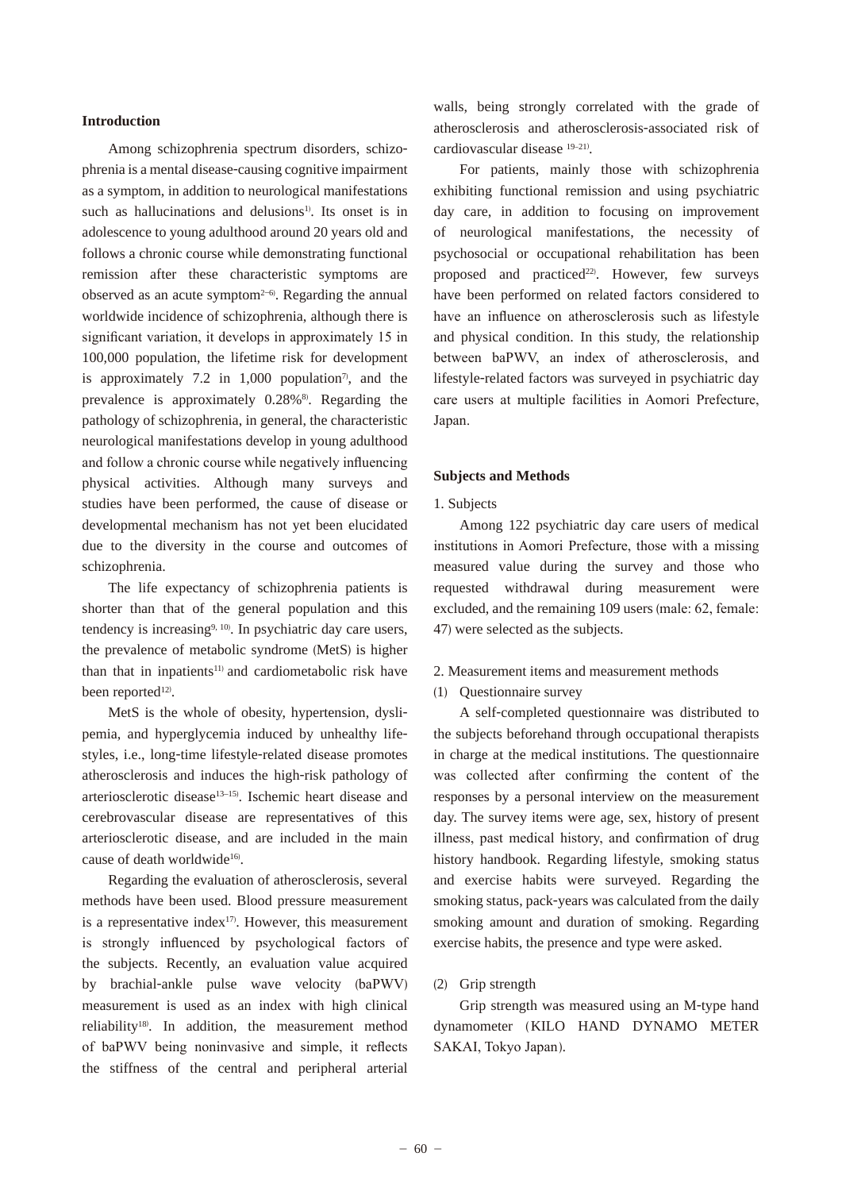## Introduction

Among schizophrenia spectrum disorders, schizophrenia is a mental disease-causing cognitive impairment as a symptom, in addition to neurological manifestations such as hallucinations and delusions[1]. Its onset is in adolescence to young adulthood around 20 years old and follows a chronic course while demonstrating functional remission after these characteristic symptoms are observed as an acute symptom[2–6]. Regarding the annual worldwide incidence of schizophrenia, although there is significant variation, it develops in approximately 15 in 100,000 population, the lifetime risk for development is approximately 7.2 in 1,000 population[7], and the prevalence is approximately 0.28%[8]. Regarding the pathology of schizophrenia, in general, the characteristic neurological manifestations develop in young adulthood and follow a chronic course while negatively influencing physical activities. Although many surveys and studies have been performed, the cause of disease or developmental mechanism has not yet been elucidated due to the diversity in the course and outcomes of schizophrenia.

The life expectancy of schizophrenia patients is shorter than that of the general population and this tendency is increasing[9, 10]. In psychiatric day care users, the prevalence of metabolic syndrome (MetS) is higher than that in inpatients[11] and cardiometabolic risk have been reported[12].

MetS is the whole of obesity, hypertension, dyslipemia, and hyperglycemia induced by unhealthy lifestyles, i.e., long-time lifestyle-related disease promotes atherosclerosis and induces the high-risk pathology of arteriosclerotic disease[13–15]. Ischemic heart disease and cerebrovascular disease are representatives of this arteriosclerotic disease, and are included in the main cause of death worldwide[16].

Regarding the evaluation of atherosclerosis, several methods have been used. Blood pressure measurement is a representative index[17]. However, this measurement is strongly influenced by psychological factors of the subjects. Recently, an evaluation value acquired by brachial-ankle pulse wave velocity (baPWV) measurement is used as an index with high clinical reliability[18]. In addition, the measurement method of baPWV being noninvasive and simple, it reflects the stiffness of the central and peripheral arterial walls, being strongly correlated with the grade of atherosclerosis and atherosclerosis-associated risk of cardiovascular disease [19–21].

For patients, mainly those with schizophrenia exhibiting functional remission and using psychiatric day care, in addition to focusing on improvement of neurological manifestations, the necessity of psychosocial or occupational rehabilitation has been proposed and practiced[22]. However, few surveys have been performed on related factors considered to have an influence on atherosclerosis such as lifestyle and physical condition. In this study, the relationship between baPWV, an index of atherosclerosis, and lifestyle-related factors was surveyed in psychiatric day care users at multiple facilities in Aomori Prefecture, Japan.

## Subjects and Methods

1. Subjects

Among 122 psychiatric day care users of medical institutions in Aomori Prefecture, those with a missing measured value during the survey and those who requested withdrawal during measurement were excluded, and the remaining 109 users (male: 62, female: 47) were selected as the subjects.

2. Measurement items and measurement methods

(1) Questionnaire survey

A self-completed questionnaire was distributed to the subjects beforehand through occupational therapists in charge at the medical institutions. The questionnaire was collected after confirming the content of the responses by a personal interview on the measurement day. The survey items were age, sex, history of present illness, past medical history, and confirmation of drug history handbook. Regarding lifestyle, smoking status and exercise habits were surveyed. Regarding the smoking status, pack-years was calculated from the daily smoking amount and duration of smoking. Regarding exercise habits, the presence and type were asked.

(2) Grip strength

Grip strength was measured using an M-type hand dynamometer (KILO HAND DYNAMO METER SAKAI, Tokyo Japan).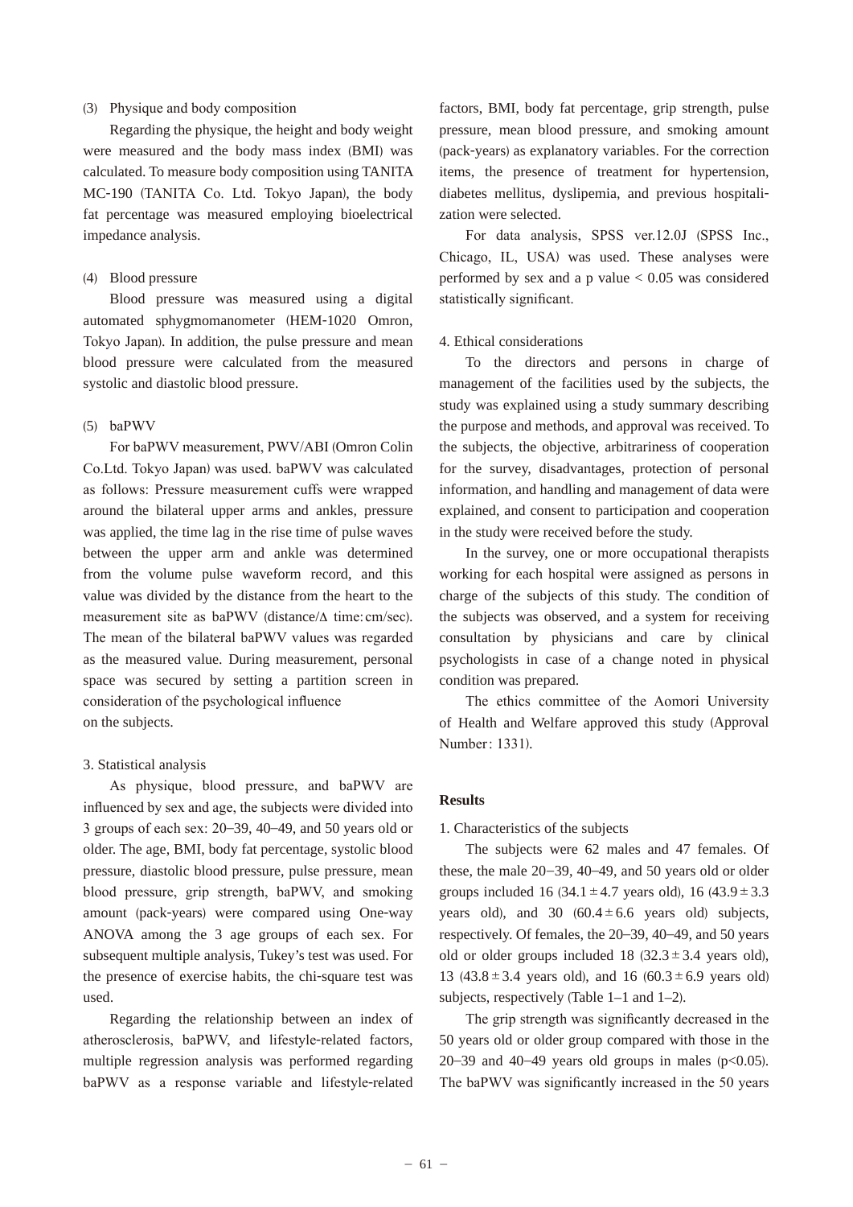(3) Physique and body composition

Regarding the physique, the height and body weight were measured and the body mass index (BMI) was calculated. To measure body composition using TANITA MC-190 (TANITA Co. Ltd. Tokyo Japan), the body fat percentage was measured employing bioelectrical impedance analysis.

(4) Blood pressure

Blood pressure was measured using a digital automated sphygmomanometer (HEM-1020 Omron, Tokyo Japan). In addition, the pulse pressure and mean blood pressure were calculated from the measured systolic and diastolic blood pressure.

(5) baPWV

For baPWV measurement, PWV/ABI (Omron Colin Co.Ltd. Tokyo Japan) was used. baPWV was calculated as follows: Pressure measurement cuffs were wrapped around the bilateral upper arms and ankles, pressure was applied, the time lag in the rise time of pulse waves between the upper arm and ankle was determined from the volume pulse waveform record, and this value was divided by the distance from the heart to the measurement site as baPWV (distance/Δ time: cm/sec). The mean of the bilateral baPWV values was regarded as the measured value. During measurement, personal space was secured by setting a partition screen in consideration of the psychological influence on the subjects.

3. Statistical analysis

As physique, blood pressure, and baPWV are influenced by sex and age, the subjects were divided into 3 groups of each sex: 20–39, 40–49, and 50 years old or older. The age, BMI, body fat percentage, systolic blood pressure, diastolic blood pressure, pulse pressure, mean blood pressure, grip strength, baPWV, and smoking amount (pack-years) were compared using One-way ANOVA among the 3 age groups of each sex. For subsequent multiple analysis, Tukey's test was used. For the presence of exercise habits, the chi-square test was used.

Regarding the relationship between an index of atherosclerosis, baPWV, and lifestyle-related factors, multiple regression analysis was performed regarding baPWV as a response variable and lifestyle-related factors, BMI, body fat percentage, grip strength, pulse pressure, mean blood pressure, and smoking amount (pack-years) as explanatory variables. For the correction items, the presence of treatment for hypertension, diabetes mellitus, dyslipemia, and previous hospitalization were selected.

For data analysis, SPSS ver.12.0J (SPSS Inc., Chicago, IL, USA) was used. These analyses were performed by sex and a p value $< 0.05$ was considered statistically significant.

4. Ethical considerations

To the directors and persons in charge of management of the facilities used by the subjects, the study was explained using a study summary describing the purpose and methods, and approval was received. To the subjects, the objective, arbitrariness of cooperation for the survey, disadvantages, protection of personal information, and handling and management of data were explained, and consent to participation and cooperation in the study were received before the study.

In the survey, one or more occupational therapists working for each hospital were assigned as persons in charge of the subjects of this study. The condition of the subjects was observed, and a system for receiving consultation by physicians and care by clinical psychologists in case of a change noted in physical condition was prepared.

The ethics committee of the Aomori University of Health and Welfare approved this study (Approval Number: 1331).

## Results

1. Characteristics of the subjects

The subjects were 62 males and 47 females. Of these, the male 20–39, 40–49, and 50 years old or older groups included 16 ($34.1 \pm 4.7$ years old), 16 ($43.9 \pm 3.3$ years old), and 30 ($60.4 \pm 6.6$ years old) subjects, respectively. Of females, the 20–39, 40–49, and 50 years old or older groups included 18 ($32.3 \pm 3.4$ years old), 13 ($43.8 \pm 3.4$ years old), and 16 ($60.3 \pm 6.9$ years old) subjects, respectively (Table 1–1 and 1–2).

The grip strength was significantly decreased in the 50 years old or older group compared with those in the 20–39 and 40–49 years old groups in males ($p<0.05$). The baPWV was significantly increased in the 50 years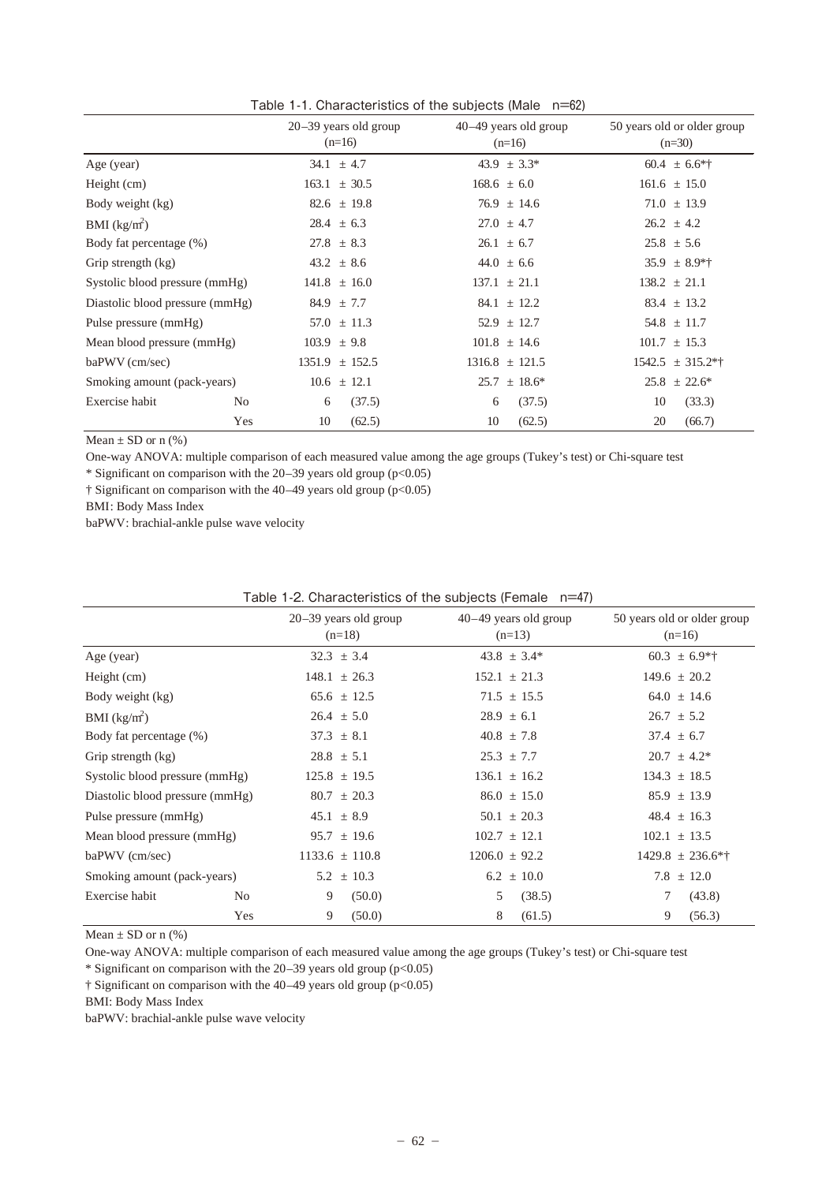Table 1-1. Characteristics of the subjects (Male　n=62)

| | | 20–39 years old group (n=16) | 40–49 years old group (n=16) | 50 years old or older group (n=30) |
|---|---|---|---|---|
| Age (year) | | 34.1 ± 4.7 | 43.9 ± 3.3* | 60.4 ± 6.6*† |
| Height (cm) | | 163.1 ± 30.5 | 168.6 ± 6.0 | 161.6 ± 15.0 |
| Body weight (kg) | | 82.6 ± 19.8 | 76.9 ± 14.6 | 71.0 ± 13.9 |
| BMI (kg/m$^2$) | | 28.4 ± 6.3 | 27.0 ± 4.7 | 26.2 ± 4.2 |
| Body fat percentage (%) | | 27.8 ± 8.3 | 26.1 ± 6.7 | 25.8 ± 5.6 |
| Grip strength (kg) | | 43.2 ± 8.6 | 44.0 ± 6.6 | 35.9 ± 8.9*† |
| Systolic blood pressure (mmHg) | | 141.8 ± 16.0 | 137.1 ± 21.1 | 138.2 ± 21.1 |
| Diastolic blood pressure (mmHg) | | 84.9 ± 7.7 | 84.1 ± 12.2 | 83.4 ± 13.2 |
| Pulse pressure (mmHg) | | 57.0 ± 11.3 | 52.9 ± 12.7 | 54.8 ± 11.7 |
| Mean blood pressure (mmHg) | | 103.9 ± 9.8 | 101.8 ± 14.6 | 101.7 ± 15.3 |
| baPWV (cm/sec) | | 1351.9 ± 152.5 | 1316.8 ± 121.5 | 1542.5 ± 315.2*† |
| Smoking amount (pack-years) | | 10.6 ± 12.1 | 25.7 ± 18.6* | 25.8 ± 22.6* |
| Exercise habit | No | 6 (37.5) | 6 (37.5) | 10 (33.3) |
| | Yes | 10 (62.5) | 10 (62.5) | 20 (66.7) |

Mean ± SD or n (%)

One-way ANOVA: multiple comparison of each measured value among the age groups (Tukey's test) or Chi-square test

\* Significant on comparison with the 20–39 years old group ($p<0.05$)

† Significant on comparison with the 40–49 years old group ($p<0.05$)

BMI: Body Mass Index

baPWV: brachial-ankle pulse wave velocity

Table 1-2. Characteristics of the subjects (Female　n=47)

| | | 20–39 years old group (n=18) | 40–49 years old group (n=13) | 50 years old or older group (n=16) |
|---|---|---|---|---|
| Age (year) | | 32.3 ± 3.4 | 43.8 ± 3.4* | 60.3 ± 6.9*† |
| Height (cm) | | 148.1 ± 26.3 | 152.1 ± 21.3 | 149.6 ± 20.2 |
| Body weight (kg) | | 65.6 ± 12.5 | 71.5 ± 15.5 | 64.0 ± 14.6 |
| BMI (kg/m$^2$) | | 26.4 ± 5.0 | 28.9 ± 6.1 | 26.7 ± 5.2 |
| Body fat percentage (%) | | 37.3 ± 8.1 | 40.8 ± 7.8 | 37.4 ± 6.7 |
| Grip strength (kg) | | 28.8 ± 5.1 | 25.3 ± 7.7 | 20.7 ± 4.2* |
| Systolic blood pressure (mmHg) | | 125.8 ± 19.5 | 136.1 ± 16.2 | 134.3 ± 18.5 |
| Diastolic blood pressure (mmHg) | | 80.7 ± 20.3 | 86.0 ± 15.0 | 85.9 ± 13.9 |
| Pulse pressure (mmHg) | | 45.1 ± 8.9 | 50.1 ± 20.3 | 48.4 ± 16.3 |
| Mean blood pressure (mmHg) | | 95.7 ± 19.6 | 102.7 ± 12.1 | 102.1 ± 13.5 |
| baPWV (cm/sec) | | 1133.6 ± 110.8 | 1206.0 ± 92.2 | 1429.8 ± 236.6*† |
| Smoking amount (pack-years) | | 5.2 ± 10.3 | 6.2 ± 10.0 | 7.8 ± 12.0 |
| Exercise habit | No | 9 (50.0) | 5 (38.5) | 7 (43.8) |
| | Yes | 9 (50.0) | 8 (61.5) | 9 (56.3) |

Mean ± SD or n (%)

One-way ANOVA: multiple comparison of each measured value among the age groups (Tukey's test) or Chi-square test

\* Significant on comparison with the 20–39 years old group ($p<0.05$)

† Significant on comparison with the 40–49 years old group ($p<0.05$)

BMI: Body Mass Index

baPWV: brachial-ankle pulse wave velocity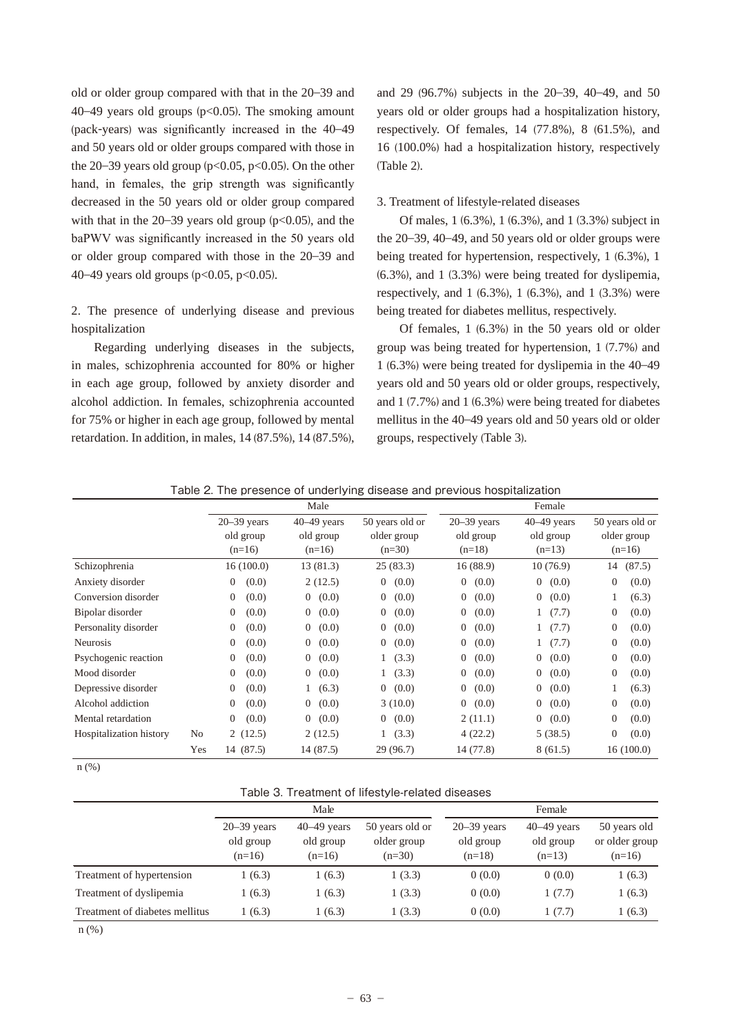old or older group compared with that in the 20–39 and 40–49 years old groups ($p<0.05$). The smoking amount (pack-years) was significantly increased in the 40–49 and 50 years old or older groups compared with those in the 20–39 years old group ($p<0.05$, $p<0.05$). On the other hand, in females, the grip strength was significantly decreased in the 50 years old or older group compared with that in the 20–39 years old group ($p<0.05$), and the baPWV was significantly increased in the 50 years old or older group compared with those in the 20–39 and 40–49 years old groups ($p<0.05$, $p<0.05$).

2. The presence of underlying disease and previous hospitalization

Regarding underlying diseases in the subjects, in males, schizophrenia accounted for 80% or higher in each age group, followed by anxiety disorder and alcohol addiction. In females, schizophrenia accounted for 75% or higher in each age group, followed by mental retardation. In addition, in males, 14 (87.5%), 14 (87.5%), and 29 (96.7%) subjects in the 20–39, 40–49, and 50 years old or older groups had a hospitalization history, respectively. Of females, 14 (77.8%), 8 (61.5%), and 16 (100.0%) had a hospitalization history, respectively (Table 2).

3. Treatment of lifestyle-related diseases

Of males, 1 (6.3%), 1 (6.3%), and 1 (3.3%) subject in the 20–39, 40–49, and 50 years old or older groups were being treated for hypertension, respectively, 1 (6.3%), 1 (6.3%), and 1 (3.3%) were being treated for dyslipemia, respectively, and 1 (6.3%), 1 (6.3%), and 1 (3.3%) were being treated for diabetes mellitus, respectively.

Of females, 1 (6.3%) in the 50 years old or older group was being treated for hypertension, 1 (7.7%) and 1 (6.3%) were being treated for dyslipemia in the 40–49 years old and 50 years old or older groups, respectively, and 1 (7.7%) and 1 (6.3%) were being treated for diabetes mellitus in the 40–49 years old and 50 years old or older groups, respectively (Table 3).

Table 2. The presence of underlying disease and previous hospitalization

| | | Male | | | Female | | |
|---|---|---|---|---|---|---|---|
| | | 20–39 years old group (n=16) | 40–49 years old group (n=16) | 50 years old or older group (n=30) | 20–39 years old group (n=18) | 40–49 years old group (n=13) | 50 years old or older group (n=16) |
| Schizophrenia | | 16 (100.0) | 13 (81.3) | 25 (83.3) | 16 (88.9) | 10 (76.9) | 14 (87.5) |
| Anxiety disorder | | 0 (0.0) | 2 (12.5) | 0 (0.0) | 0 (0.0) | 0 (0.0) | 0 (0.0) |
| Conversion disorder | | 0 (0.0) | 0 (0.0) | 0 (0.0) | 0 (0.0) | 0 (0.0) | 1 (6.3) |
| Bipolar disorder | | 0 (0.0) | 0 (0.0) | 0 (0.0) | 0 (0.0) | 1 (7.7) | 0 (0.0) |
| Personality disorder | | 0 (0.0) | 0 (0.0) | 0 (0.0) | 0 (0.0) | 1 (7.7) | 0 (0.0) |
| Neurosis | | 0 (0.0) | 0 (0.0) | 0 (0.0) | 0 (0.0) | 1 (7.7) | 0 (0.0) |
| Psychogenic reaction | | 0 (0.0) | 0 (0.0) | 1 (3.3) | 0 (0.0) | 0 (0.0) | 0 (0.0) |
| Mood disorder | | 0 (0.0) | 0 (0.0) | 1 (3.3) | 0 (0.0) | 0 (0.0) | 0 (0.0) |
| Depressive disorder | | 0 (0.0) | 1 (6.3) | 0 (0.0) | 0 (0.0) | 0 (0.0) | 1 (6.3) |
| Alcohol addiction | | 0 (0.0) | 0 (0.0) | 3 (10.0) | 0 (0.0) | 0 (0.0) | 0 (0.0) |
| Mental retardation | | 0 (0.0) | 0 (0.0) | 0 (0.0) | 2 (11.1) | 0 (0.0) | 0 (0.0) |
| Hospitalization history | No | 2 (12.5) | 2 (12.5) | 1 (3.3) | 4 (22.2) | 5 (38.5) | 0 (0.0) |
| | Yes | 14 (87.5) | 14 (87.5) | 29 (96.7) | 14 (77.8) | 8 (61.5) | 16 (100.0) |

n (%)

Table 3. Treatment of lifestyle-related diseases

| | Male | | | Female | | |
|---|---|---|---|---|---|---|
| | 20–39 years old group (n=16) | 40–49 years old group (n=16) | 50 years old or older group (n=30) | 20–39 years old group (n=18) | 40–49 years old group (n=13) | 50 years old or older group (n=16) |
| Treatment of hypertension | 1 (6.3) | 1 (6.3) | 1 (3.3) | 0 (0.0) | 0 (0.0) | 1 (6.3) |
| Treatment of dyslipemia | 1 (6.3) | 1 (6.3) | 1 (3.3) | 0 (0.0) | 1 (7.7) | 1 (6.3) |
| Treatment of diabetes mellitus | 1 (6.3) | 1 (6.3) | 1 (3.3) | 0 (0.0) | 1 (7.7) | 1 (6.3) |

n (%)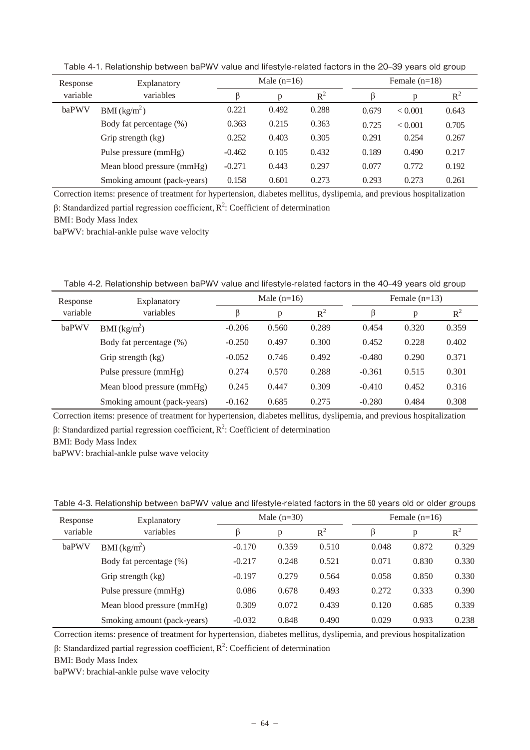Table 4-1. Relationship between baPWV value and lifestyle-related factors in the 20–39 years old group

| Response variable | Explanatory variables | Male (n=16) | | | Female (n=18) | | |
|---|---|---|---|---|---|---|---|
| | | β | p | $R^2$ | β | p | $R^2$ |
| baPWV | BMI ($kg/m^2$) | 0.221 | 0.492 | 0.288 | 0.679 | < 0.001 | 0.643 |
| | Body fat percentage (%) | 0.363 | 0.215 | 0.363 | 0.725 | < 0.001 | 0.705 |
| | Grip strength (kg) | 0.252 | 0.403 | 0.305 | 0.291 | 0.254 | 0.267 |
| | Pulse pressure (mmHg) | -0.462 | 0.105 | 0.432 | 0.189 | 0.490 | 0.217 |
| | Mean blood pressure (mmHg) | -0.271 | 0.443 | 0.297 | 0.077 | 0.772 | 0.192 |
| | Smoking amount (pack-years) | 0.158 | 0.601 | 0.273 | 0.293 | 0.273 | 0.261 |

Correction items: presence of treatment for hypertension, diabetes mellitus, dyslipemia, and previous hospitalization

β: Standardized partial regression coefficient, $R^2$: Coefficient of determination

BMI: Body Mass Index

baPWV: brachial-ankle pulse wave velocity

Table 4-2. Relationship between baPWV value and lifestyle-related factors in the 40–49 years old group

| Response variable | Explanatory variables | Male (n=16) | | | Female (n=13) | | |
|---|---|---|---|---|---|---|---|
| | | β | p | $R^2$ | β | p | $R^2$ |
| baPWV | BMI ($kg/m^2$) | -0.206 | 0.560 | 0.289 | 0.454 | 0.320 | 0.359 |
| | Body fat percentage (%) | -0.250 | 0.497 | 0.300 | 0.452 | 0.228 | 0.402 |
| | Grip strength (kg) | -0.052 | 0.746 | 0.492 | -0.480 | 0.290 | 0.371 |
| | Pulse pressure (mmHg) | 0.274 | 0.570 | 0.288 | -0.361 | 0.515 | 0.301 |
| | Mean blood pressure (mmHg) | 0.245 | 0.447 | 0.309 | -0.410 | 0.452 | 0.316 |
| | Smoking amount (pack-years) | -0.162 | 0.685 | 0.275 | -0.280 | 0.484 | 0.308 |

Correction items: presence of treatment for hypertension, diabetes mellitus, dyslipemia, and previous hospitalization

β: Standardized partial regression coefficient, $R^2$: Coefficient of determination

BMI: Body Mass Index

baPWV: brachial-ankle pulse wave velocity

Table 4-3. Relationship between baPWV value and lifestyle-related factors in the 50 years old or older groups

| Response variable | Explanatory variables | Male (n=30) | | | Female (n=16) | | |
|---|---|---|---|---|---|---|---|
| | | β | p | $R^2$ | β | p | $R^2$ |
| baPWV | BMI ($kg/m^2$) | -0.170 | 0.359 | 0.510 | 0.048 | 0.872 | 0.329 |
| | Body fat percentage (%) | -0.217 | 0.248 | 0.521 | 0.071 | 0.830 | 0.330 |
| | Grip strength (kg) | -0.197 | 0.279 | 0.564 | 0.058 | 0.850 | 0.330 |
| | Pulse pressure (mmHg) | 0.086 | 0.678 | 0.493 | 0.272 | 0.333 | 0.390 |
| | Mean blood pressure (mmHg) | 0.309 | 0.072 | 0.439 | 0.120 | 0.685 | 0.339 |
| | Smoking amount (pack-years) | -0.032 | 0.848 | 0.490 | 0.029 | 0.933 | 0.238 |

Correction items: presence of treatment for hypertension, diabetes mellitus, dyslipemia, and previous hospitalization

β: Standardized partial regression coefficient, $R^2$: Coefficient of determination

BMI: Body Mass Index

baPWV: brachial-ankle pulse wave velocity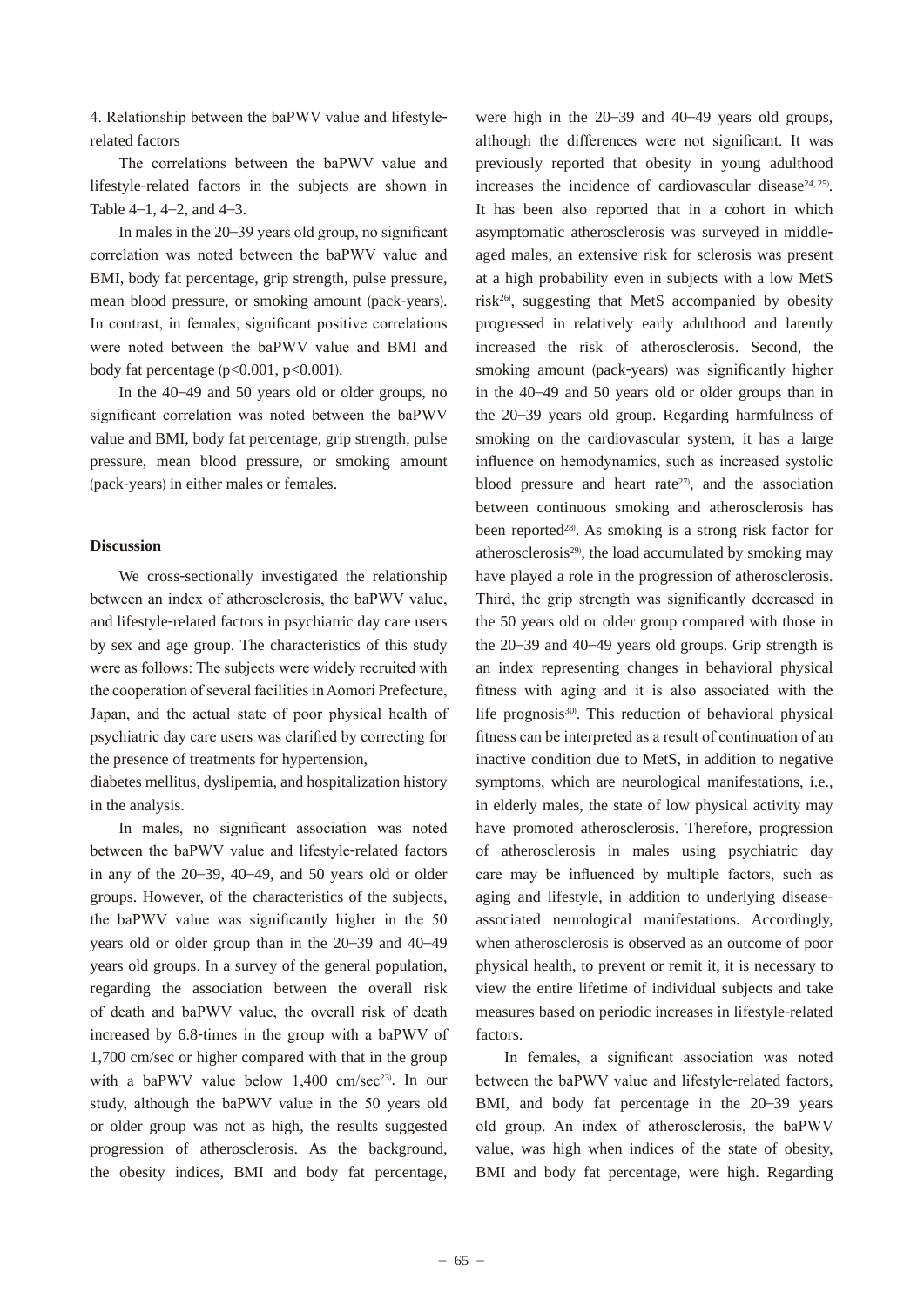4. Relationship between the baPWV value and lifestyle-related factors

The correlations between the baPWV value and lifestyle-related factors in the subjects are shown in Table 4–1, 4–2, and 4–3.

In males in the 20–39 years old group, no significant correlation was noted between the baPWV value and BMI, body fat percentage, grip strength, pulse pressure, mean blood pressure, or smoking amount (pack-years). In contrast, in females, significant positive correlations were noted between the baPWV value and BMI and body fat percentage ($p<0.001$, $p<0.001$).

In the 40–49 and 50 years old or older groups, no significant correlation was noted between the baPWV value and BMI, body fat percentage, grip strength, pulse pressure, mean blood pressure, or smoking amount (pack-years) in either males or females.

**Discussion**

We cross-sectionally investigated the relationship between an index of atherosclerosis, the baPWV value, and lifestyle-related factors in psychiatric day care users by sex and age group. The characteristics of this study were as follows: The subjects were widely recruited with the cooperation of several facilities in Aomori Prefecture, Japan, and the actual state of poor physical health of psychiatric day care users was clarified by correcting for the presence of treatments for hypertension, diabetes mellitus, dyslipemia, and hospitalization history in the analysis.

In males, no significant association was noted between the baPWV value and lifestyle-related factors in any of the 20–39, 40–49, and 50 years old or older groups. However, of the characteristics of the subjects, the baPWV value was significantly higher in the 50 years old or older group than in the 20–39 and 40–49 years old groups. In a survey of the general population, regarding the association between the overall risk of death and baPWV value, the overall risk of death increased by 6.8-times in the group with a baPWV of 1,700 cm/sec or higher compared with that in the group with a baPWV value below 1,400 cm/sec[23]. In our study, although the baPWV value in the 50 years old or older group was not as high, the results suggested progression of atherosclerosis. As the background, the obesity indices, BMI and body fat percentage, were high in the 20–39 and 40–49 years old groups, although the differences were not significant. It was previously reported that obesity in young adulthood increases the incidence of cardiovascular disease[24, 25]. It has been also reported that in a cohort in which asymptomatic atherosclerosis was surveyed in middle-aged males, an extensive risk for sclerosis was present at a high probability even in subjects with a low MetS risk[26], suggesting that MetS accompanied by obesity progressed in relatively early adulthood and latently increased the risk of atherosclerosis. Second, the smoking amount (pack-years) was significantly higher in the 40–49 and 50 years old or older groups than in the 20–39 years old group. Regarding harmfulness of smoking on the cardiovascular system, it has a large influence on hemodynamics, such as increased systolic blood pressure and heart rate[27], and the association between continuous smoking and atherosclerosis has been reported[28]. As smoking is a strong risk factor for atherosclerosis[29], the load accumulated by smoking may have played a role in the progression of atherosclerosis. Third, the grip strength was significantly decreased in the 50 years old or older group compared with those in the 20–39 and 40–49 years old groups. Grip strength is an index representing changes in behavioral physical fitness with aging and it is also associated with the life prognosis[30]. This reduction of behavioral physical fitness can be interpreted as a result of continuation of an inactive condition due to MetS, in addition to negative symptoms, which are neurological manifestations, i.e., in elderly males, the state of low physical activity may have promoted atherosclerosis. Therefore, progression of atherosclerosis in males using psychiatric day care may be influenced by multiple factors, such as aging and lifestyle, in addition to underlying disease-associated neurological manifestations. Accordingly, when atherosclerosis is observed as an outcome of poor physical health, to prevent or remit it, it is necessary to view the entire lifetime of individual subjects and take measures based on periodic increases in lifestyle-related factors.

In females, a significant association was noted between the baPWV value and lifestyle-related factors, BMI, and body fat percentage in the 20–39 years old group. An index of atherosclerosis, the baPWV value, was high when indices of the state of obesity, BMI and body fat percentage, were high. Regarding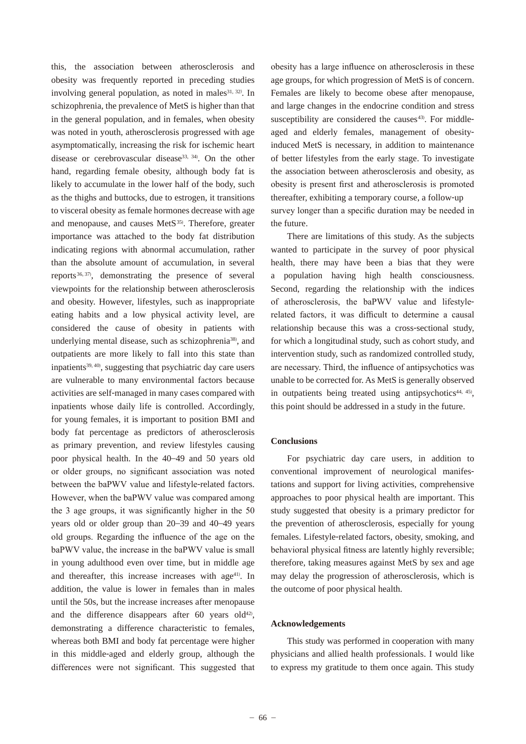this, the association between atherosclerosis and obesity was frequently reported in preceding studies involving general population, as noted in males[31, 32]. In schizophrenia, the prevalence of MetS is higher than that in the general population, and in females, when obesity was noted in youth, atherosclerosis progressed with age asymptomatically, increasing the risk for ischemic heart disease or cerebrovascular disease[33, 34]. On the other hand, regarding female obesity, although body fat is likely to accumulate in the lower half of the body, such as the thighs and buttocks, due to estrogen, it transitions to visceral obesity as female hormones decrease with age and menopause, and causes MetS[35]. Therefore, greater importance was attached to the body fat distribution indicating regions with abnormal accumulation, rather than the absolute amount of accumulation, in several reports[36, 37], demonstrating the presence of several viewpoints for the relationship between atherosclerosis and obesity. However, lifestyles, such as inappropriate eating habits and a low physical activity level, are considered the cause of obesity in patients with underlying mental disease, such as schizophrenia[38], and outpatients are more likely to fall into this state than inpatients[39, 40], suggesting that psychiatric day care users are vulnerable to many environmental factors because activities are self-managed in many cases compared with inpatients whose daily life is controlled. Accordingly, for young females, it is important to position BMI and body fat percentage as predictors of atherosclerosis as primary prevention, and review lifestyles causing poor physical health. In the 40–49 and 50 years old or older groups, no significant association was noted between the baPWV value and lifestyle-related factors. However, when the baPWV value was compared among the 3 age groups, it was significantly higher in the 50 years old or older group than 20–39 and 40–49 years old groups. Regarding the influence of the age on the baPWV value, the increase in the baPWV value is small in young adulthood even over time, but in middle age and thereafter, this increase increases with age[41]. In addition, the value is lower in females than in males until the 50s, but the increase increases after menopause and the difference disappears after 60 years old[42], demonstrating a difference characteristic to females, whereas both BMI and body fat percentage were higher in this middle-aged and elderly group, although the differences were not significant. This suggested that obesity has a large influence on atherosclerosis in these age groups, for which progression of MetS is of concern. Females are likely to become obese after menopause, and large changes in the endocrine condition and stress susceptibility are considered the causes[43]. For middle-aged and elderly females, management of obesity-induced MetS is necessary, in addition to maintenance of better lifestyles from the early stage. To investigate the association between atherosclerosis and obesity, as obesity is present first and atherosclerosis is promoted thereafter, exhibiting a temporary course, a follow-up survey longer than a specific duration may be needed in the future.

There are limitations of this study. As the subjects wanted to participate in the survey of poor physical health, there may have been a bias that they were a population having high health consciousness. Second, regarding the relationship with the indices of atherosclerosis, the baPWV value and lifestyle-related factors, it was difficult to determine a causal relationship because this was a cross-sectional study, for which a longitudinal study, such as cohort study, and intervention study, such as randomized controlled study, are necessary. Third, the influence of antipsychotics was unable to be corrected for. As MetS is generally observed in outpatients being treated using antipsychotics[44, 45], this point should be addressed in a study in the future.

## Conclusions

For psychiatric day care users, in addition to conventional improvement of neurological manifestations and support for living activities, comprehensive approaches to poor physical health are important. This study suggested that obesity is a primary predictor for the prevention of atherosclerosis, especially for young females. Lifestyle-related factors, obesity, smoking, and behavioral physical fitness are latently highly reversible; therefore, taking measures against MetS by sex and age may delay the progression of atherosclerosis, which is the outcome of poor physical health.

## Acknowledgements

This study was performed in cooperation with many physicians and allied health professionals. I would like to express my gratitude to them once again. This study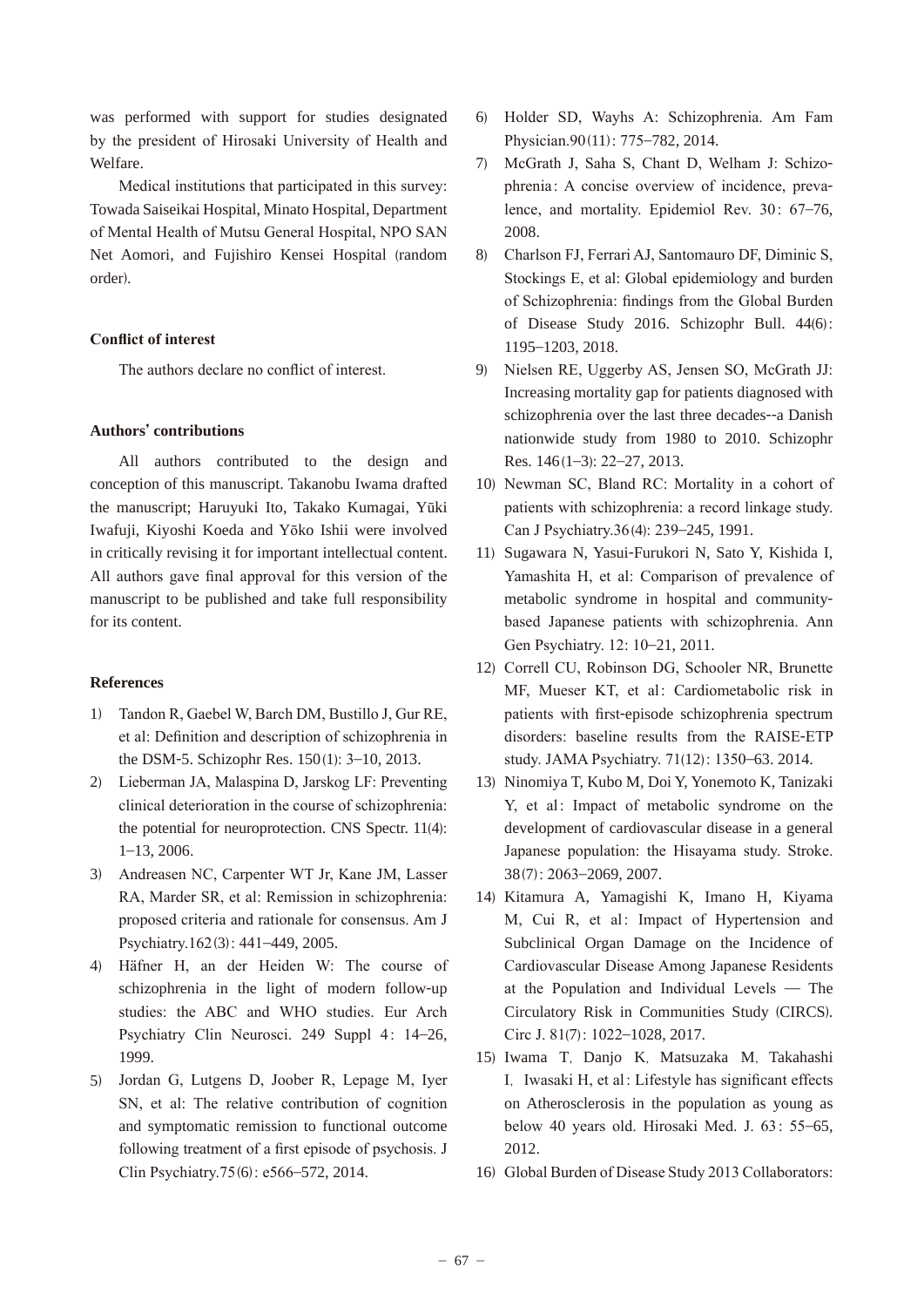was performed with support for studies designated by the president of Hirosaki University of Health and Welfare.

Medical institutions that participated in this survey: Towada Saiseikai Hospital, Minato Hospital, Department of Mental Health of Mutsu General Hospital, NPO SAN Net Aomori, and Fujishiro Kensei Hospital (random order).

### Conflict of interest

The authors declare no conflict of interest.

### Authors' contributions

All authors contributed to the design and conception of this manuscript. Takanobu Iwama drafted the manuscript; Haruyuki Ito, Takako Kumagai, Yūki Iwafuji, Kiyoshi Koeda and Yōko Ishii were involved in critically revising it for important intellectual content. All authors gave final approval for this version of the manuscript to be published and take full responsibility for its content.

### References

1) Tandon R, Gaebel W, Barch DM, Bustillo J, Gur RE, et al: Definition and description of schizophrenia in the DSM-5. Schizophr Res. 150(1): 3–10, 2013.
2) Lieberman JA, Malaspina D, Jarskog LF: Preventing clinical deterioration in the course of schizophrenia: the potential for neuroprotection. CNS Spectr. 11(4): 1–13, 2006.
3) Andreasen NC, Carpenter WT Jr, Kane JM, Lasser RA, Marder SR, et al: Remission in schizophrenia: proposed criteria and rationale for consensus. Am J Psychiatry.162(3): 441–449, 2005.
4) Häfner H, an der Heiden W: The course of schizophrenia in the light of modern follow-up studies: the ABC and WHO studies. Eur Arch Psychiatry Clin Neurosci. 249 Suppl 4: 14–26, 1999.
5) Jordan G, Lutgens D, Joober R, Lepage M, Iyer SN, et al: The relative contribution of cognition and symptomatic remission to functional outcome following treatment of a first episode of psychosis. J Clin Psychiatry.75(6): e566–572, 2014.
6) Holder SD, Wayhs A: Schizophrenia. Am Fam Physician.90(11): 775–782, 2014.
7) McGrath J, Saha S, Chant D, Welham J: Schizophrenia: A concise overview of incidence, prevalence, and mortality. Epidemiol Rev. 30: 67–76, 2008.
8) Charlson FJ, Ferrari AJ, Santomauro DF, Diminic S, Stockings E, et al: Global epidemiology and burden of Schizophrenia: findings from the Global Burden of Disease Study 2016. Schizophr Bull. 44(6): 1195–1203, 2018.
9) Nielsen RE, Uggerby AS, Jensen SO, McGrath JJ: Increasing mortality gap for patients diagnosed with schizophrenia over the last three decades--a Danish nationwide study from 1980 to 2010. Schizophr Res. 146(1–3): 22–27, 2013.
10) Newman SC, Bland RC: Mortality in a cohort of patients with schizophrenia: a record linkage study. Can J Psychiatry.36(4): 239–245, 1991.
11) Sugawara N, Yasui-Furukori N, Sato Y, Kishida I, Yamashita H, et al: Comparison of prevalence of metabolic syndrome in hospital and community-based Japanese patients with schizophrenia. Ann Gen Psychiatry. 12: 10–21, 2011.
12) Correll CU, Robinson DG, Schooler NR, Brunette MF, Mueser KT, et al: Cardiometabolic risk in patients with first-episode schizophrenia spectrum disorders: baseline results from the RAISE-ETP study. JAMA Psychiatry. 71(12): 1350–63. 2014.
13) Ninomiya T, Kubo M, Doi Y, Yonemoto K, Tanizaki Y, et al: Impact of metabolic syndrome on the development of cardiovascular disease in a general Japanese population: the Hisayama study. Stroke. 38(7): 2063–2069, 2007.
14) Kitamura A, Yamagishi K, Imano H, Kiyama M, Cui R, et al: Impact of Hypertension and Subclinical Organ Damage on the Incidence of Cardiovascular Disease Among Japanese Residents at the Population and Individual Levels — The Circulatory Risk in Communities Study (CIRCS). Circ J. 81(7): 1022–1028, 2017.
15) Iwama T, Danjo K, Matsuzaka M, Takahashi I, Iwasaki H, et al: Lifestyle has significant effects on Atherosclerosis in the population as young as below 40 years old. Hirosaki Med. J. 63: 55–65, 2012.
16) Global Burden of Disease Study 2013 Collaborators: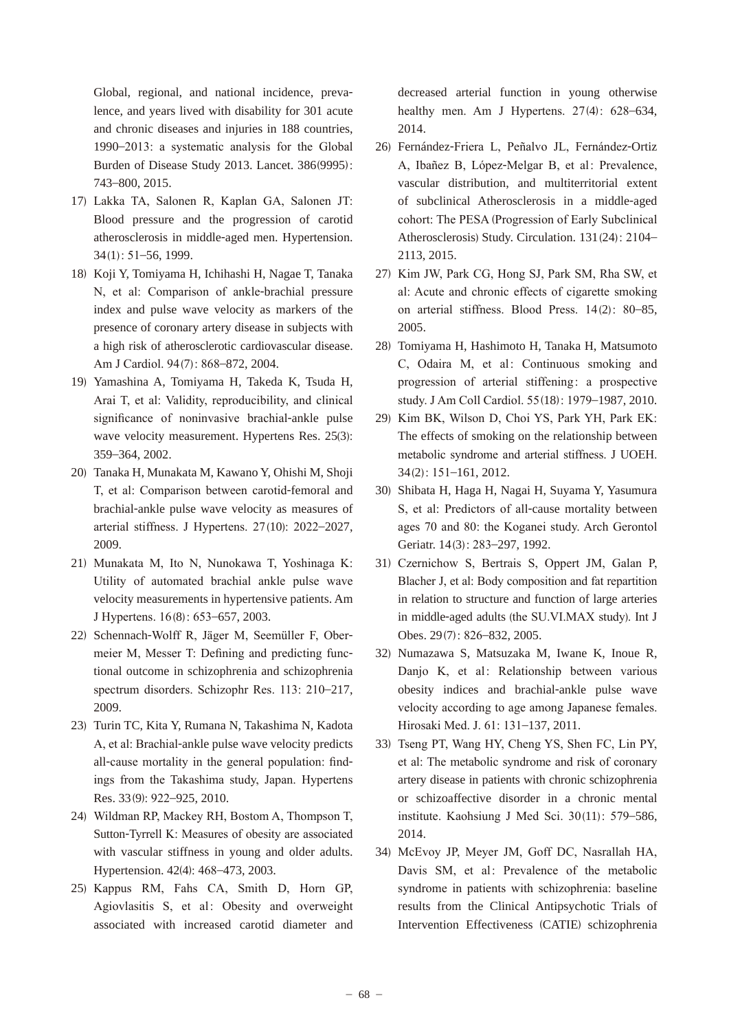Global, regional, and national incidence, prevalence, and years lived with disability for 301 acute and chronic diseases and injuries in 188 countries, 1990–2013: a systematic analysis for the Global Burden of Disease Study 2013. Lancet. 386(9995): 743–800, 2015.

17) Lakka TA, Salonen R, Kaplan GA, Salonen JT: Blood pressure and the progression of carotid atherosclerosis in middle-aged men. Hypertension. 34(1): 51–56, 1999.

18) Koji Y, Tomiyama H, Ichihashi H, Nagae T, Tanaka N, et al: Comparison of ankle-brachial pressure index and pulse wave velocity as markers of the presence of coronary artery disease in subjects with a high risk of atherosclerotic cardiovascular disease. Am J Cardiol. 94(7): 868–872, 2004.

19) Yamashina A, Tomiyama H, Takeda K, Tsuda H, Arai T, et al: Validity, reproducibility, and clinical significance of noninvasive brachial-ankle pulse wave velocity measurement. Hypertens Res. 25(3): 359–364, 2002.

20) Tanaka H, Munakata M, Kawano Y, Ohishi M, Shoji T, et al: Comparison between carotid-femoral and brachial-ankle pulse wave velocity as measures of arterial stiffness. J Hypertens. 27(10): 2022–2027, 2009.

21) Munakata M, Ito N, Nunokawa T, Yoshinaga K: Utility of automated brachial ankle pulse wave velocity measurements in hypertensive patients. Am J Hypertens. 16(8): 653–657, 2003.

22) Schennach-Wolff R, Jäger M, Seemüller F, Obermeier M, Messer T: Defining and predicting functional outcome in schizophrenia and schizophrenia spectrum disorders. Schizophr Res. 113: 210–217, 2009.

23) Turin TC, Kita Y, Rumana N, Takashima N, Kadota A, et al: Brachial-ankle pulse wave velocity predicts all-cause mortality in the general population: findings from the Takashima study, Japan. Hypertens Res. 33(9): 922–925, 2010.

24) Wildman RP, Mackey RH, Bostom A, Thompson T, Sutton-Tyrrell K: Measures of obesity are associated with vascular stiffness in young and older adults. Hypertension. 42(4): 468–473, 2003.

25) Kappus RM, Fahs CA, Smith D, Horn GP, Agiovlasitis S, et al: Obesity and overweight associated with increased carotid diameter and decreased arterial function in young otherwise healthy men. Am J Hypertens. 27(4): 628–634, 2014.

26) Fernández-Friera L, Peñalvo JL, Fernández-Ortiz A, Ibañez B, López-Melgar B, et al: Prevalence, vascular distribution, and multiterritorial extent of subclinical Atherosclerosis in a middle-aged cohort: The PESA (Progression of Early Subclinical Atherosclerosis) Study. Circulation. 131(24): 2104–2113, 2015.

27) Kim JW, Park CG, Hong SJ, Park SM, Rha SW, et al: Acute and chronic effects of cigarette smoking on arterial stiffness. Blood Press. 14(2): 80–85, 2005.

28) Tomiyama H, Hashimoto H, Tanaka H, Matsumoto C, Odaira M, et al: Continuous smoking and progression of arterial stiffening: a prospective study. J Am Coll Cardiol. 55(18): 1979–1987, 2010.

29) Kim BK, Wilson D, Choi YS, Park YH, Park EK: The effects of smoking on the relationship between metabolic syndrome and arterial stiffness. J UOEH. 34(2): 151–161, 2012.

30) Shibata H, Haga H, Nagai H, Suyama Y, Yasumura S, et al: Predictors of all-cause mortality between ages 70 and 80: the Koganei study. Arch Gerontol Geriatr. 14(3): 283–297, 1992.

31) Czernichow S, Bertrais S, Oppert JM, Galan P, Blacher J, et al: Body composition and fat repartition in relation to structure and function of large arteries in middle-aged adults (the SU.VI.MAX study). Int J Obes. 29(7): 826–832, 2005.

32) Numazawa S, Matsuzaka M, Iwane K, Inoue R, Danjo K, et al: Relationship between various obesity indices and brachial-ankle pulse wave velocity according to age among Japanese females. Hirosaki Med. J. 61: 131–137, 2011.

33) Tseng PT, Wang HY, Cheng YS, Shen FC, Lin PY, et al: The metabolic syndrome and risk of coronary artery disease in patients with chronic schizophrenia or schizoaffective disorder in a chronic mental institute. Kaohsiung J Med Sci. 30(11): 579–586, 2014.

34) McEvoy JP, Meyer JM, Goff DC, Nasrallah HA, Davis SM, et al: Prevalence of the metabolic syndrome in patients with schizophrenia: baseline results from the Clinical Antipsychotic Trials of Intervention Effectiveness (CATIE) schizophrenia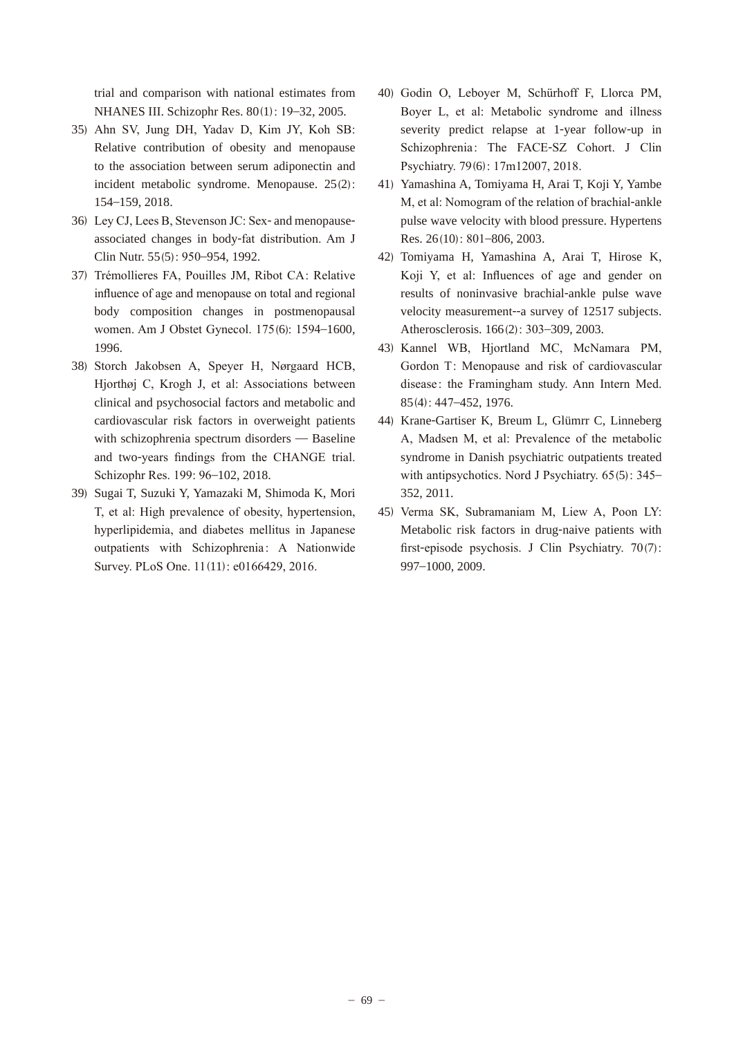trial and comparison with national estimates from NHANES III. Schizophr Res. 80(1): 19–32, 2005.

35) Ahn SV, Jung DH, Yadav D, Kim JY, Koh SB: Relative contribution of obesity and menopause to the association between serum adiponectin and incident metabolic syndrome. Menopause. 25(2): 154–159, 2018.

36) Ley CJ, Lees B, Stevenson JC: Sex- and menopause-associated changes in body-fat distribution. Am J Clin Nutr. 55(5): 950–954, 1992.

37) Trémollieres FA, Pouilles JM, Ribot CA: Relative influence of age and menopause on total and regional body composition changes in postmenopausal women. Am J Obstet Gynecol. 175(6): 1594–1600, 1996.

38) Storch Jakobsen A, Speyer H, Nørgaard HCB, Hjorthøj C, Krogh J, et al: Associations between clinical and psychosocial factors and metabolic and cardiovascular risk factors in overweight patients with schizophrenia spectrum disorders — Baseline and two-years findings from the CHANGE trial. Schizophr Res. 199: 96–102, 2018.

39) Sugai T, Suzuki Y, Yamazaki M, Shimoda K, Mori T, et al: High prevalence of obesity, hypertension, hyperlipidemia, and diabetes mellitus in Japanese outpatients with Schizophrenia: A Nationwide Survey. PLoS One. 11(11): e0166429, 2016.

40) Godin O, Leboyer M, Schürhoff F, Llorca PM, Boyer L, et al: Metabolic syndrome and illness severity predict relapse at 1-year follow-up in Schizophrenia: The FACE-SZ Cohort. J Clin Psychiatry. 79(6): 17m12007, 2018.

41) Yamashina A, Tomiyama H, Arai T, Koji Y, Yambe M, et al: Nomogram of the relation of brachial-ankle pulse wave velocity with blood pressure. Hypertens Res. 26(10): 801–806, 2003.

42) Tomiyama H, Yamashina A, Arai T, Hirose K, Koji Y, et al: Influences of age and gender on results of noninvasive brachial-ankle pulse wave velocity measurement--a survey of 12517 subjects. Atherosclerosis. 166(2): 303–309, 2003.

43) Kannel WB, Hjortland MC, McNamara PM, Gordon T: Menopause and risk of cardiovascular disease: the Framingham study. Ann Intern Med. 85(4): 447–452, 1976.

44) Krane-Gartiser K, Breum L, Glümrr C, Linneberg A, Madsen M, et al: Prevalence of the metabolic syndrome in Danish psychiatric outpatients treated with antipsychotics. Nord J Psychiatry. 65(5): 345–352, 2011.

45) Verma SK, Subramaniam M, Liew A, Poon LY: Metabolic risk factors in drug-naive patients with first-episode psychosis. J Clin Psychiatry. 70(7): 997–1000, 2009.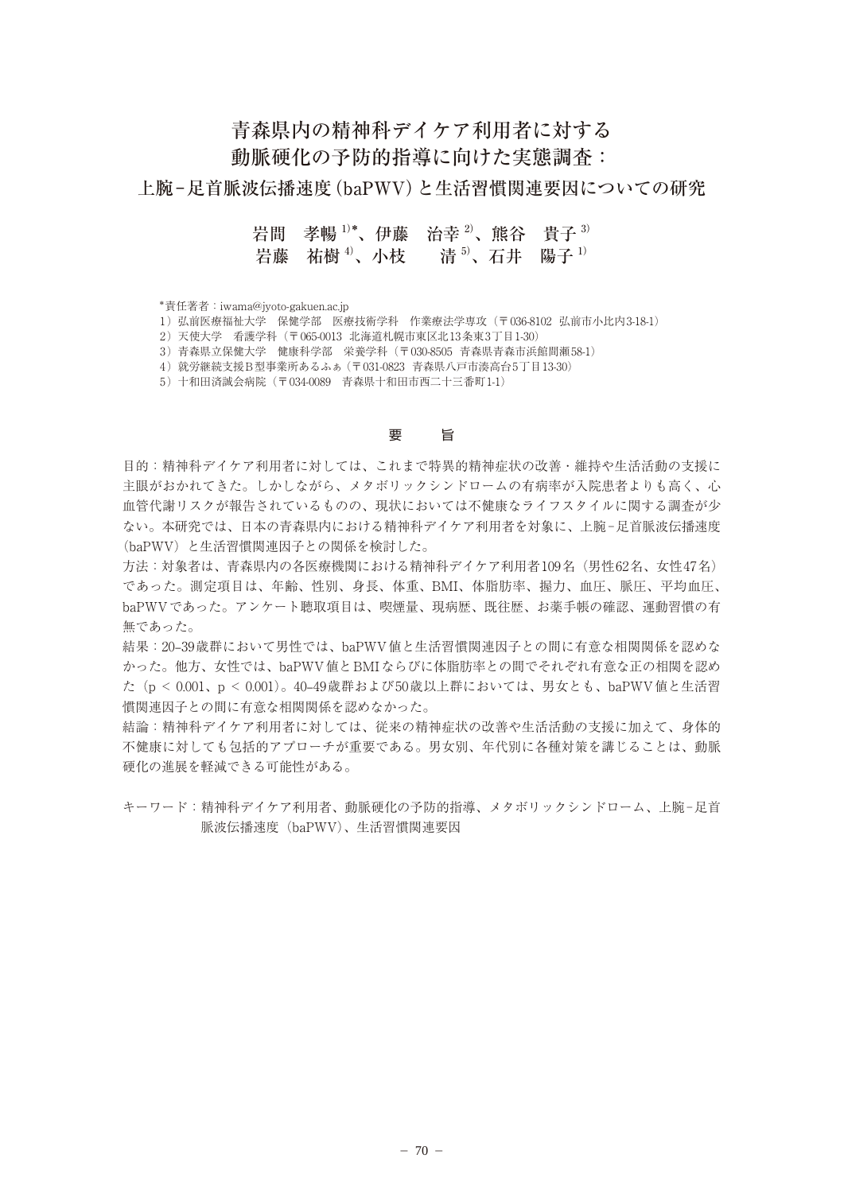# 青森県内の精神科デイケア利用者に対する動脈硬化の予防的指導に向けた実態調査：

## 上腕－足首脈波伝播速度（baPWV）と生活習慣関連要因についての研究

岩間　孝暢[1)*]、伊藤　治幸[2)]、熊谷　貴子[3)]
岩藤　祐樹[4)]、小枝　　清[5)]、石井　陽子[1)]

*責任著者：iwama@jyoto-gakuen.ac.jp
1）弘前医療福祉大学　保健学部　医療技術学科　作業療法学専攻（〒036-8102　弘前市小比内3-18-1）
2）天使大学　看護学科（〒065-0013　北海道札幌市東区北13条東3丁目1-30）
3）青森県立保健大学　健康科学部　栄養学科（〒030-8505　青森県青森市浜館間瀬58-1）
4）就労継続支援B型事業所あるふぁ（〒031-0823　青森県八戸市湊高台5丁目13-30）
5）十和田済誠会病院（〒034-0089　青森県十和田市西二十三番町1-1）

### 要　旨

目的：精神科デイケア利用者に対しては、これまで特異的精神症状の改善・維持や生活活動の支援に主眼がおかれてきた。しかしながら、メタボリックシンドロームの有病率が入院患者よりも高く、心血管代謝リスクが報告されているものの、現状においては不健康なライフスタイルに関する調査が少ない。本研究では、日本の青森県内における精神科デイケア利用者を対象に、上腕－足首脈波伝播速度（baPWV）と生活習慣関連因子との関係を検討した。

方法：対象者は、青森県内の各医療機関における精神科デイケア利用者109名（男性62名、女性47名）であった。測定項目は、年齢、性別、身長、体重、BMI、体脂肪率、握力、血圧、脈圧、平均血圧、baPWVであった。アンケート聴取項目は、喫煙量、現病歴、既往歴、お薬手帳の確認、運動習慣の有無であった。

結果：20–39歳群において男性では、baPWV値と生活習慣関連因子との間に有意な相関関係を認めなかった。他方、女性では、baPWV値とBMIならびに体脂肪率との間でそれぞれ有意な正の相関を認めた（$p < 0.001$、$p < 0.001$）。40–49歳群および50歳以上群においては、男女とも、baPWV値と生活習慣関連因子との間に有意な相関関係を認めなかった。

結論：精神科デイケア利用者に対しては、従来の精神症状の改善や生活活動の支援に加えて、身体的不健康に対しても包括的アプローチが重要である。男女別、年代別に各種対策を講じることは、動脈硬化の進展を軽減できる可能性がある。

キーワード：精神科デイケア利用者、動脈硬化の予防的指導、メタボリックシンドローム、上腕－足首脈波伝播速度（baPWV）、生活習慣関連要因